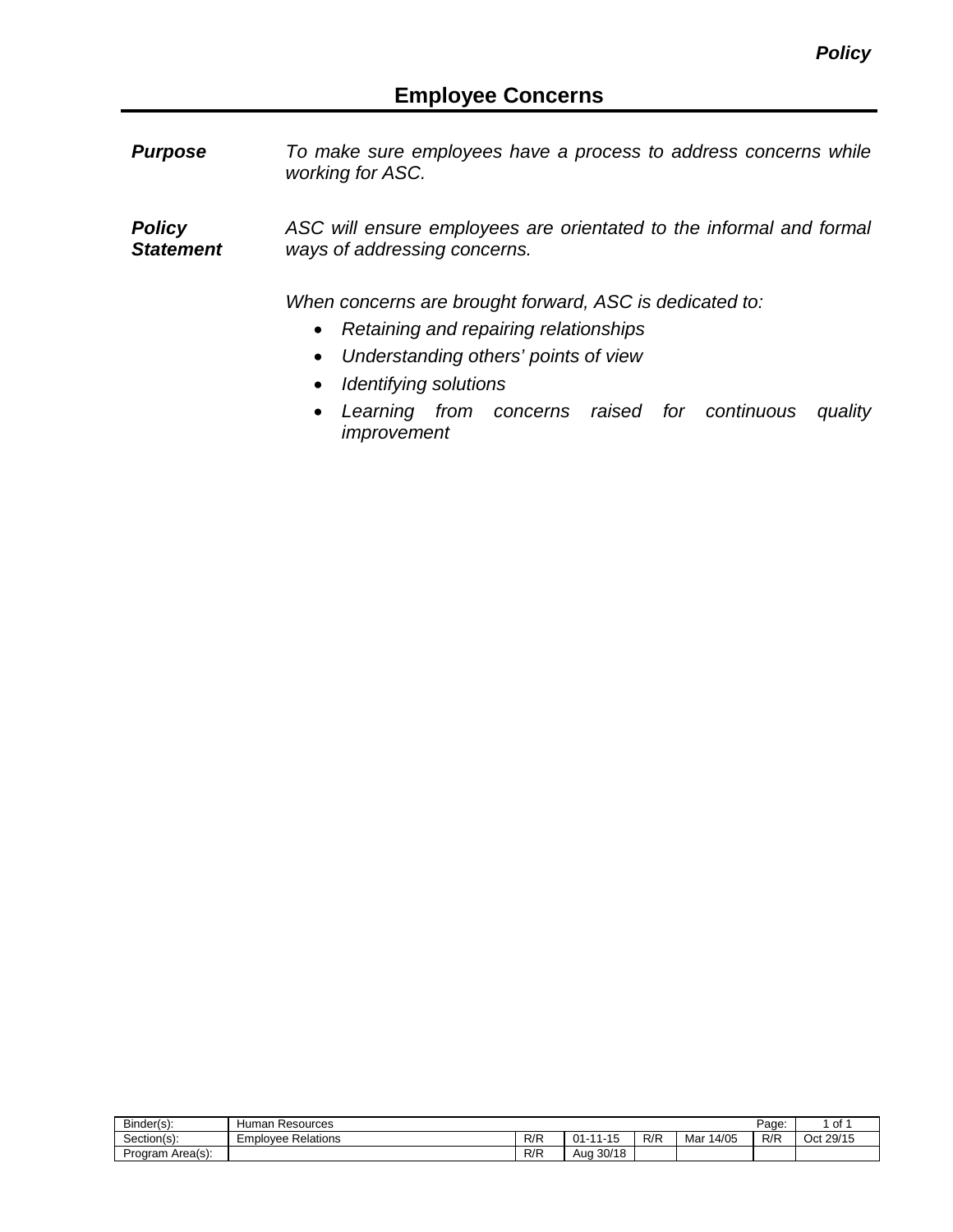*Policy*

# Employee Concerns

***Purpose*** *To make sure employees have a process to address concerns while working for ASC.*

***Policy Statement*** *ASC will ensure employees are orientated to the informal and formal ways of addressing concerns.*

*When concerns are brought forward, ASC is dedicated to:*

- *Retaining and repairing relationships*
- *Understanding others' points of view*
- *Identifying solutions*
- *Learning from concerns raised for continuous quality improvement*

| Binder(s): | Human Resources | | | | | Page: | 1 of 1 |
|---|---|---|---|---|---|---|---|
| Section(s): | Employee Relations | R/R | 01-11-15 | R/R | Mar 14/05 | R/R | Oct 29/15 |
| Program Area(s): | | R/R | Aug 30/18 | | | | |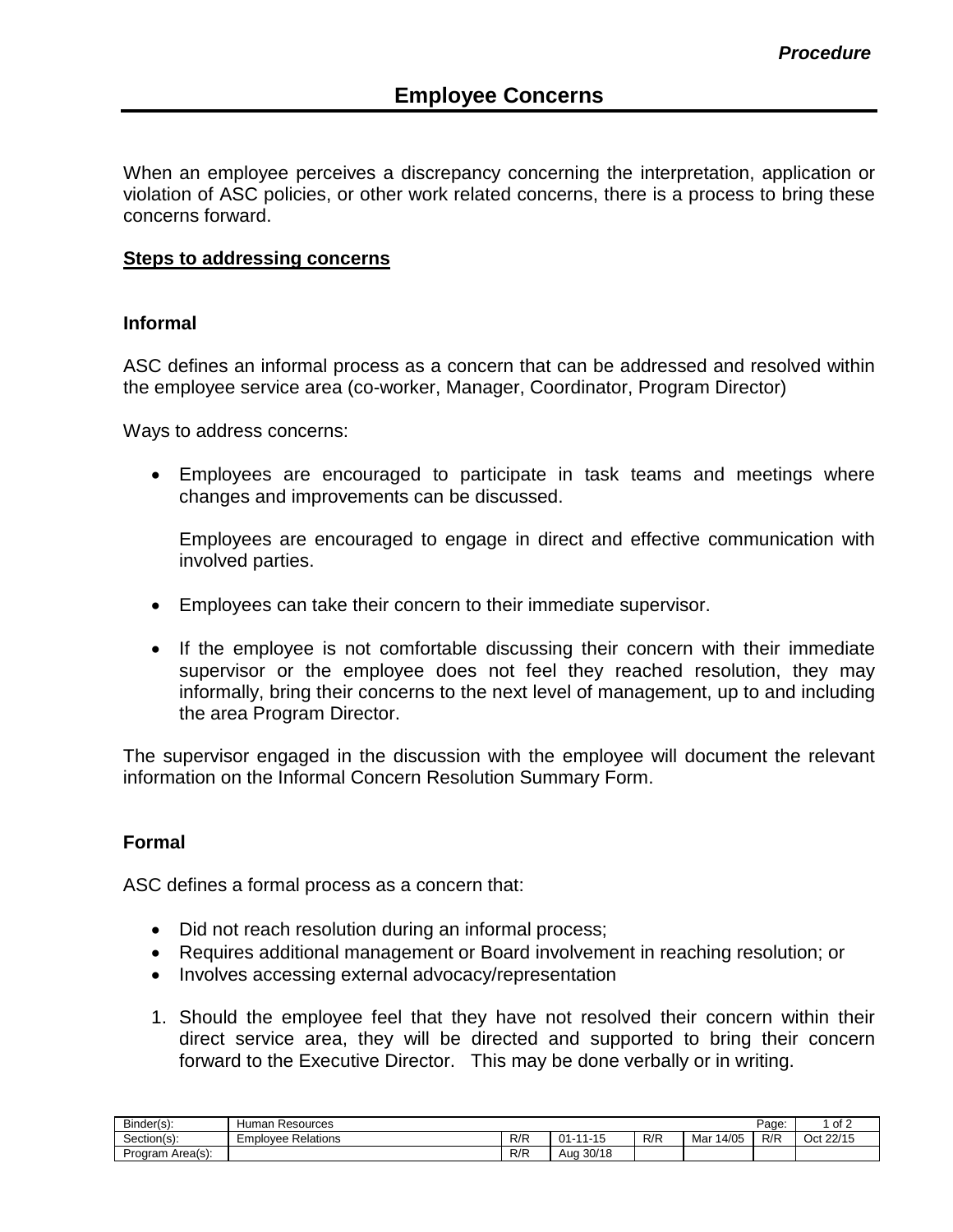*Procedure*

# Employee Concerns

When an employee perceives a discrepancy concerning the interpretation, application or violation of ASC policies, or other work related concerns, there is a process to bring these concerns forward.

**Steps to addressing concerns**

### Informal

ASC defines an informal process as a concern that can be addressed and resolved within the employee service area (co-worker, Manager, Coordinator, Program Director)

Ways to address concerns:

- Employees are encouraged to participate in task teams and meetings where changes and improvements can be discussed.

  Employees are encouraged to engage in direct and effective communication with involved parties.

- Employees can take their concern to their immediate supervisor.

- If the employee is not comfortable discussing their concern with their immediate supervisor or the employee does not feel they reached resolution, they may informally, bring their concerns to the next level of management, up to and including the area Program Director.

The supervisor engaged in the discussion with the employee will document the relevant information on the Informal Concern Resolution Summary Form.

### Formal

ASC defines a formal process as a concern that:

- Did not reach resolution during an informal process;
- Requires additional management or Board involvement in reaching resolution; or
- Involves accessing external advocacy/representation

1. Should the employee feel that they have not resolved their concern within their direct service area, they will be directed and supported to bring their concern forward to the Executive Director. This may be done verbally or in writing.

| Binder(s): | Human Resources | | | | | Page: | 1 of 2 |
|---|---|---|---|---|---|---|---|
| Section(s): | Employee Relations | R/R | 01-11-15 | R/R | Mar 14/05 | R/R | Oct 22/15 |
| Program Area(s): | | R/R | Aug 30/18 | | | | |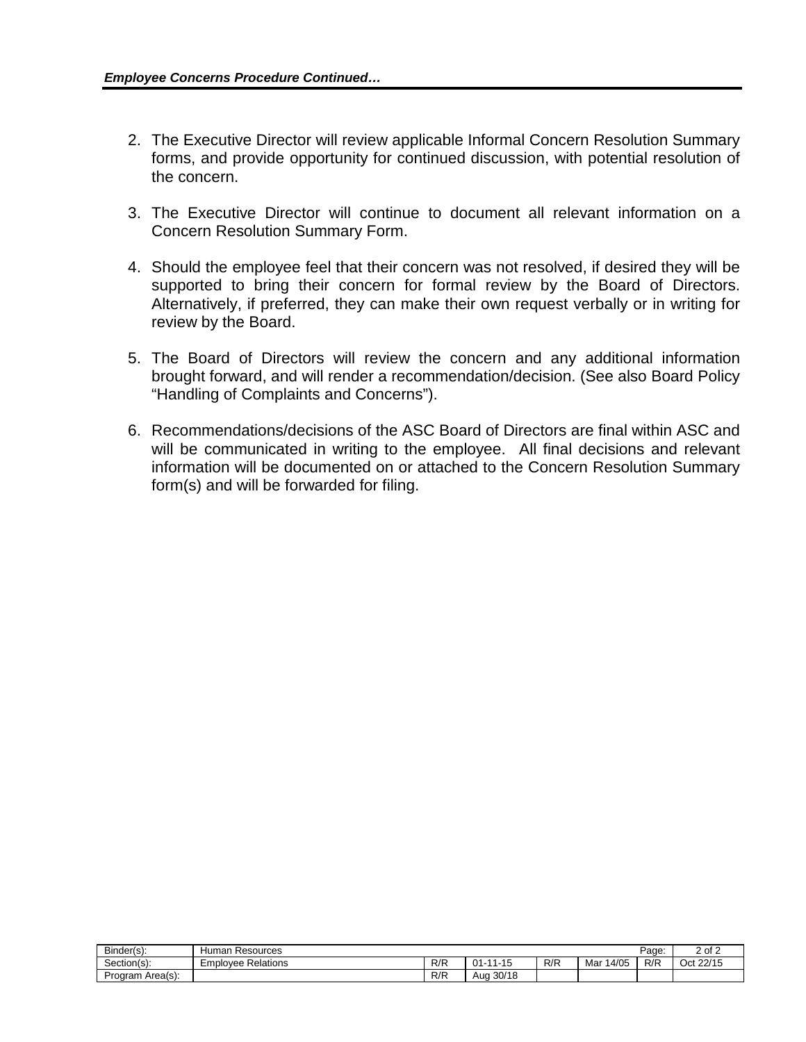2. The Executive Director will review applicable Informal Concern Resolution Summary forms, and provide opportunity for continued discussion, with potential resolution of the concern.

3. The Executive Director will continue to document all relevant information on a Concern Resolution Summary Form.

4. Should the employee feel that their concern was not resolved, if desired they will be supported to bring their concern for formal review by the Board of Directors. Alternatively, if preferred, they can make their own request verbally or in writing for review by the Board.

5. The Board of Directors will review the concern and any additional information brought forward, and will render a recommendation/decision. (See also Board Policy "Handling of Complaints and Concerns").

6. Recommendations/decisions of the ASC Board of Directors are final within ASC and will be communicated in writing to the employee. All final decisions and relevant information will be documented on or attached to the Concern Resolution Summary form(s) and will be forwarded for filing.